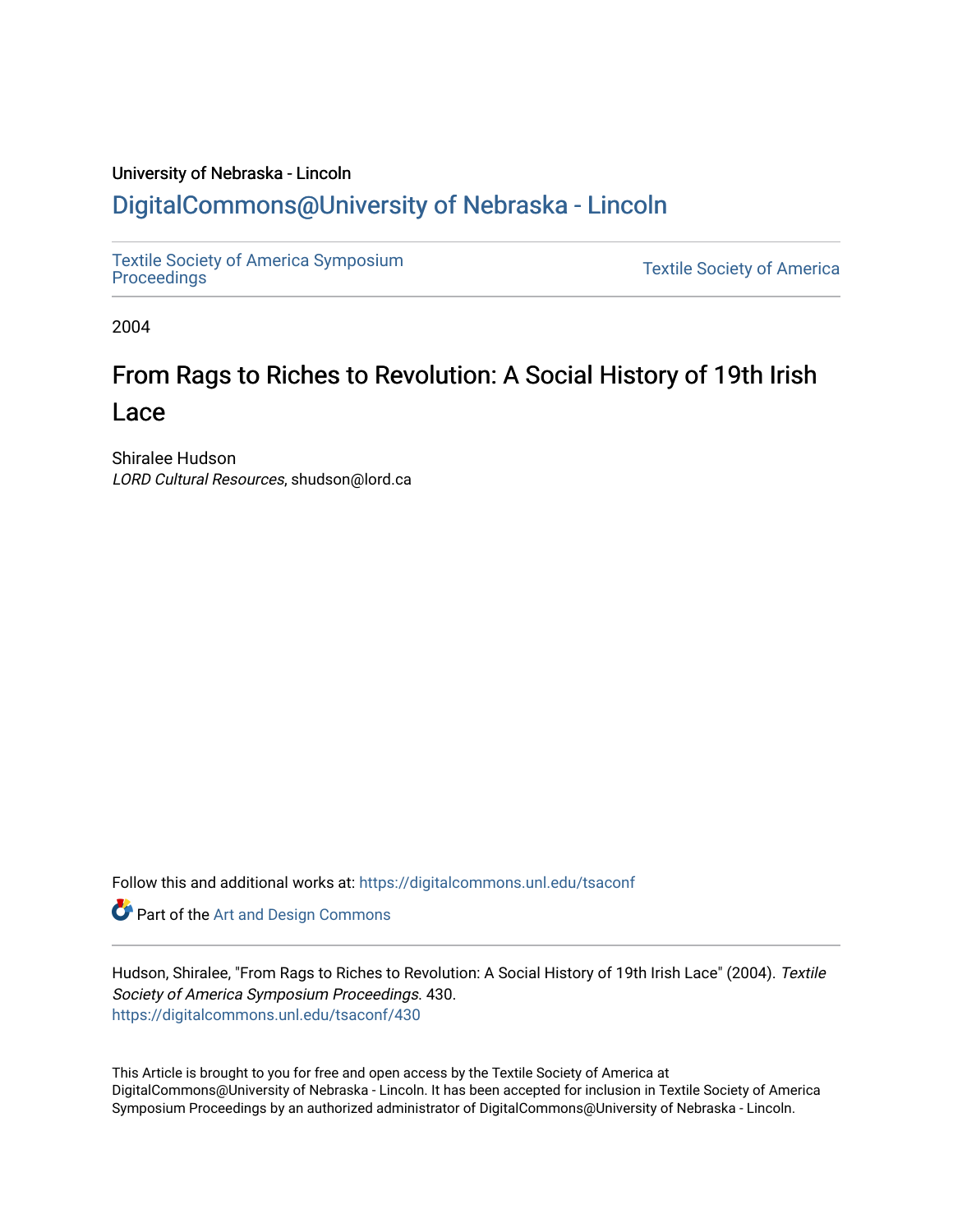University of Nebraska - Lincoln

## DigitalCommons@University of Nebraska - Lincoln

Textile Society of America Symposium Proceedings | Textile Society of America

2004

# From Rags to Riches to Revolution: A Social History of 19th Irish Lace

Shiralee Hudson

*LORD Cultural Resources*, shudson@lord.ca

Follow this and additional works at: https://digitalcommons.unl.edu/tsaconf

Part of the Art and Design Commons

Hudson, Shiralee, "From Rags to Riches to Revolution: A Social History of 19th Irish Lace" (2004). *Textile Society of America Symposium Proceedings*. 430.
https://digitalcommons.unl.edu/tsaconf/430

This Article is brought to you for free and open access by the Textile Society of America at DigitalCommons@University of Nebraska - Lincoln. It has been accepted for inclusion in Textile Society of America Symposium Proceedings by an authorized administrator of DigitalCommons@University of Nebraska - Lincoln.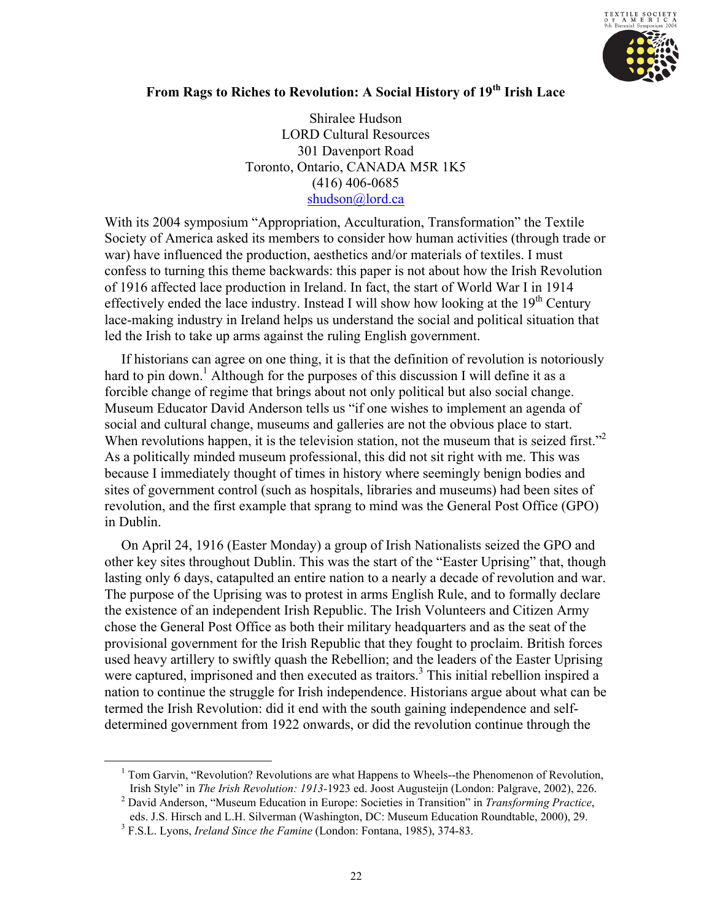# From Rags to Riches to Revolution: A Social History of 19th Irish Lace

Shiralee Hudson
LORD Cultural Resources
301 Davenport Road
Toronto, Ontario, CANADA M5R 1K5
(416) 406-0685
shudson@lord.ca

With its 2004 symposium "Appropriation, Acculturation, Transformation" the Textile Society of America asked its members to consider how human activities (through trade or war) have influenced the production, aesthetics and/or materials of textiles. I must confess to turning this theme backwards: this paper is not about how the Irish Revolution of 1916 affected lace production in Ireland. In fact, the start of World War I in 1914 effectively ended the lace industry. Instead I will show how looking at the 19th Century lace-making industry in Ireland helps us understand the social and political situation that led the Irish to take up arms against the ruling English government.

If historians can agree on one thing, it is that the definition of revolution is notoriously hard to pin down.[1] Although for the purposes of this discussion I will define it as a forcible change of regime that brings about not only political but also social change. Museum Educator David Anderson tells us "if one wishes to implement an agenda of social and cultural change, museums and galleries are not the obvious place to start. When revolutions happen, it is the television station, not the museum that is seized first."[2] As a politically minded museum professional, this did not sit right with me. This was because I immediately thought of times in history where seemingly benign bodies and sites of government control (such as hospitals, libraries and museums) had been sites of revolution, and the first example that sprang to mind was the General Post Office (GPO) in Dublin.

On April 24, 1916 (Easter Monday) a group of Irish Nationalists seized the GPO and other key sites throughout Dublin. This was the start of the "Easter Uprising" that, though lasting only 6 days, catapulted an entire nation to a nearly a decade of revolution and war. The purpose of the Uprising was to protest in arms English Rule, and to formally declare the existence of an independent Irish Republic. The Irish Volunteers and Citizen Army chose the General Post Office as both their military headquarters and as the seat of the provisional government for the Irish Republic that they fought to proclaim. British forces used heavy artillery to swiftly quash the Rebellion; and the leaders of the Easter Uprising were captured, imprisoned and then executed as traitors.[3] This initial rebellion inspired a nation to continue the struggle for Irish independence. Historians argue about what can be termed the Irish Revolution: did it end with the south gaining independence and self-determined government from 1922 onwards, or did the revolution continue through the

---

[1] Tom Garvin, "Revolution? Revolutions are what Happens to Wheels--the Phenomenon of Revolution, Irish Style" in *The Irish Revolution: 1913*-1923 ed. Joost Augusteijn (London: Palgrave, 2002), 226.

[2] David Anderson, "Museum Education in Europe: Societies in Transition" in *Transforming Practice*, eds. J.S. Hirsch and L.H. Silverman (Washington, DC: Museum Education Roundtable, 2000), 29.

[3] F.S.L. Lyons, *Ireland Since the Famine* (London: Fontana, 1985), 374-83.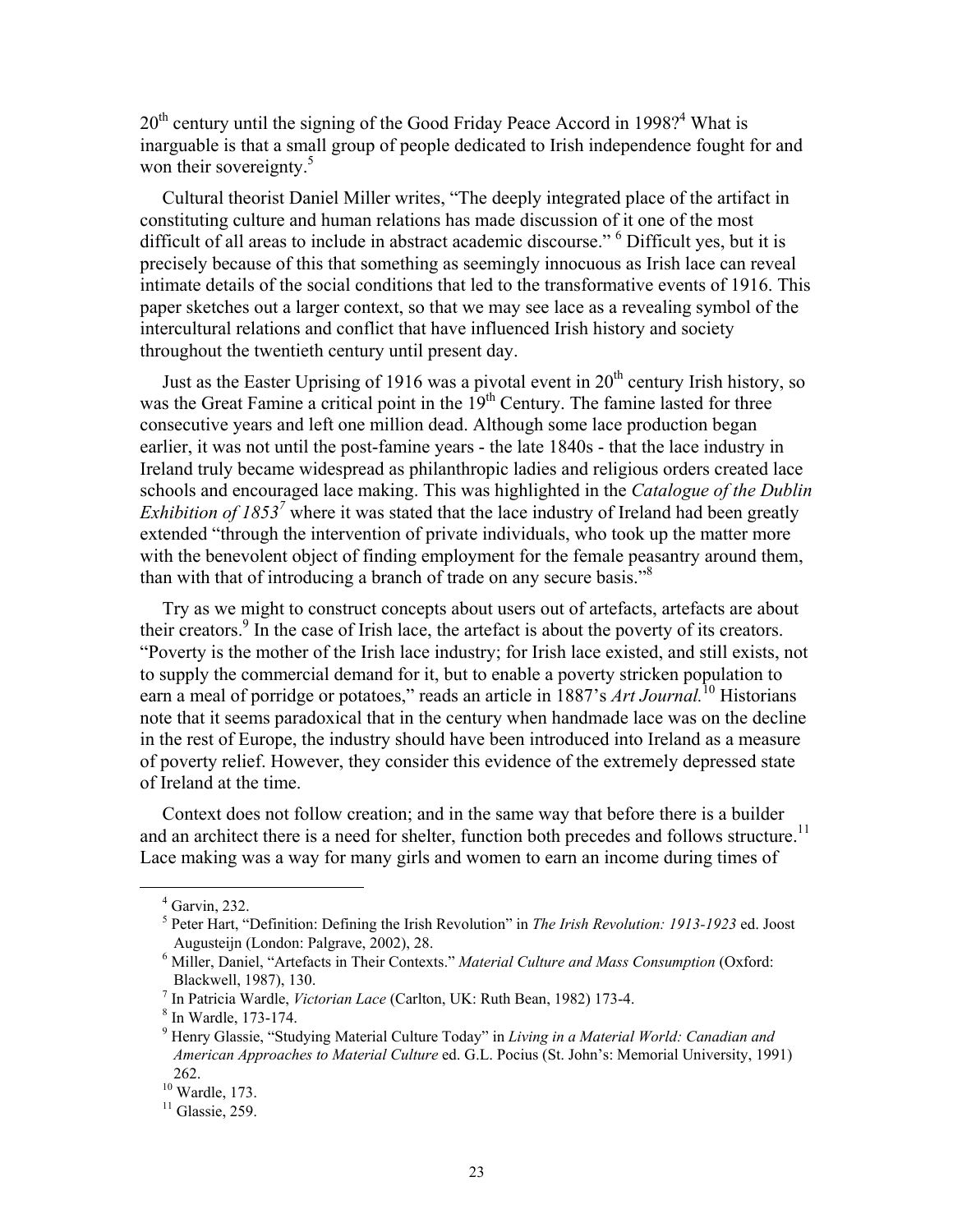20th century until the signing of the Good Friday Peace Accord in 1998?[4] What is inarguable is that a small group of people dedicated to Irish independence fought for and won their sovereignty.[5]

Cultural theorist Daniel Miller writes, "The deeply integrated place of the artifact in constituting culture and human relations has made discussion of it one of the most difficult of all areas to include in abstract academic discourse." [6] Difficult yes, but it is precisely because of this that something as seemingly innocuous as Irish lace can reveal intimate details of the social conditions that led to the transformative events of 1916. This paper sketches out a larger context, so that we may see lace as a revealing symbol of the intercultural relations and conflict that have influenced Irish history and society throughout the twentieth century until present day.

Just as the Easter Uprising of 1916 was a pivotal event in 20th century Irish history, so was the Great Famine a critical point in the 19th Century. The famine lasted for three consecutive years and left one million dead. Although some lace production began earlier, it was not until the post-famine years - the late 1840s - that the lace industry in Ireland truly became widespread as philanthropic ladies and religious orders created lace schools and encouraged lace making. This was highlighted in the *Catalogue of the Dublin Exhibition of 1853*[7] where it was stated that the lace industry of Ireland had been greatly extended "through the intervention of private individuals, who took up the matter more with the benevolent object of finding employment for the female peasantry around them, than with that of introducing a branch of trade on any secure basis."[8]

Try as we might to construct concepts about users out of artefacts, artefacts are about their creators.[9] In the case of Irish lace, the artefact is about the poverty of its creators. "Poverty is the mother of the Irish lace industry; for Irish lace existed, and still exists, not to supply the commercial demand for it, but to enable a poverty stricken population to earn a meal of porridge or potatoes," reads an article in 1887's *Art Journal.*[10] Historians note that it seems paradoxical that in the century when handmade lace was on the decline in the rest of Europe, the industry should have been introduced into Ireland as a measure of poverty relief. However, they consider this evidence of the extremely depressed state of Ireland at the time.

Context does not follow creation; and in the same way that before there is a builder and an architect there is a need for shelter, function both precedes and follows structure.[11] Lace making was a way for many girls and women to earn an income during times of

---

[4] Garvin, 232.

[5] Peter Hart, "Definition: Defining the Irish Revolution" in *The Irish Revolution: 1913-1923* ed. Joost Augusteijn (London: Palgrave, 2002), 28.

[6] Miller, Daniel, "Artefacts in Their Contexts." *Material Culture and Mass Consumption* (Oxford: Blackwell, 1987), 130.

[7] In Patricia Wardle, *Victorian Lace* (Carlton, UK: Ruth Bean, 1982) 173-4.

[8] In Wardle, 173-174.

[9] Henry Glassie, "Studying Material Culture Today" in *Living in a Material World: Canadian and American Approaches to Material Culture* ed. G.L. Pocius (St. John's: Memorial University, 1991) 262.

[10] Wardle, 173.

[11] Glassie, 259.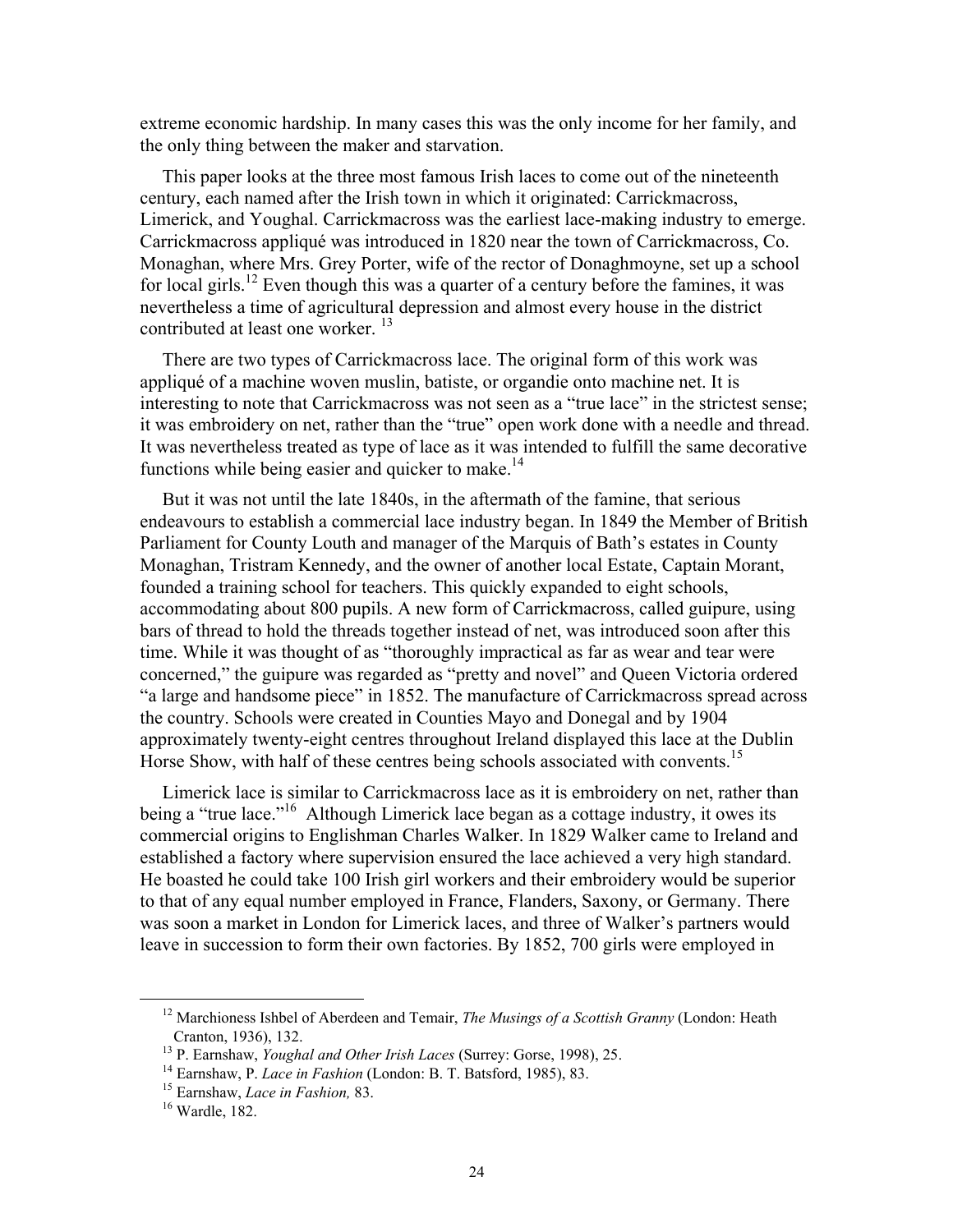extreme economic hardship. In many cases this was the only income for her family, and the only thing between the maker and starvation.

This paper looks at the three most famous Irish laces to come out of the nineteenth century, each named after the Irish town in which it originated: Carrickmacross, Limerick, and Youghal. Carrickmacross was the earliest lace-making industry to emerge. Carrickmacross appliqué was introduced in 1820 near the town of Carrickmacross, Co. Monaghan, where Mrs. Grey Porter, wife of the rector of Donaghmoyne, set up a school for local girls.[12] Even though this was a quarter of a century before the famines, it was nevertheless a time of agricultural depression and almost every house in the district contributed at least one worker. [13]

There are two types of Carrickmacross lace. The original form of this work was appliqué of a machine woven muslin, batiste, or organdie onto machine net. It is interesting to note that Carrickmacross was not seen as a "true lace" in the strictest sense; it was embroidery on net, rather than the "true" open work done with a needle and thread. It was nevertheless treated as type of lace as it was intended to fulfill the same decorative functions while being easier and quicker to make.[14]

But it was not until the late 1840s, in the aftermath of the famine, that serious endeavours to establish a commercial lace industry began. In 1849 the Member of British Parliament for County Louth and manager of the Marquis of Bath's estates in County Monaghan, Tristram Kennedy, and the owner of another local Estate, Captain Morant, founded a training school for teachers. This quickly expanded to eight schools, accommodating about 800 pupils. A new form of Carrickmacross, called guipure, using bars of thread to hold the threads together instead of net, was introduced soon after this time. While it was thought of as "thoroughly impractical as far as wear and tear were concerned," the guipure was regarded as "pretty and novel" and Queen Victoria ordered "a large and handsome piece" in 1852. The manufacture of Carrickmacross spread across the country. Schools were created in Counties Mayo and Donegal and by 1904 approximately twenty-eight centres throughout Ireland displayed this lace at the Dublin Horse Show, with half of these centres being schools associated with convents.[15]

Limerick lace is similar to Carrickmacross lace as it is embroidery on net, rather than being a "true lace."[16] Although Limerick lace began as a cottage industry, it owes its commercial origins to Englishman Charles Walker. In 1829 Walker came to Ireland and established a factory where supervision ensured the lace achieved a very high standard. He boasted he could take 100 Irish girl workers and their embroidery would be superior to that of any equal number employed in France, Flanders, Saxony, or Germany. There was soon a market in London for Limerick laces, and three of Walker's partners would leave in succession to form their own factories. By 1852, 700 girls were employed in

---

[12] Marchioness Ishbel of Aberdeen and Temair, *The Musings of a Scottish Granny* (London: Heath Cranton, 1936), 132.

[13] P. Earnshaw, *Youghal and Other Irish Laces* (Surrey: Gorse, 1998), 25.

[14] Earnshaw, P. *Lace in Fashion* (London: B. T. Batsford, 1985), 83.

[15] Earnshaw, *Lace in Fashion,* 83.

[16] Wardle, 182.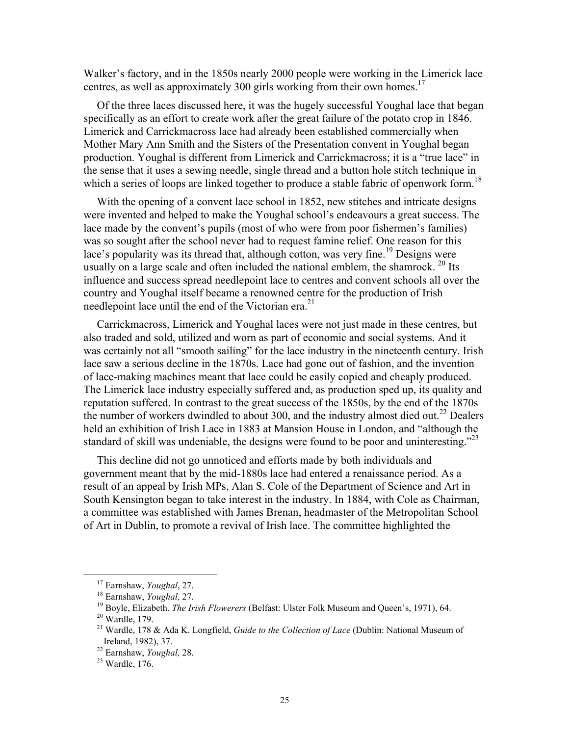Walker's factory, and in the 1850s nearly 2000 people were working in the Limerick lace centres, as well as approximately 300 girls working from their own homes.[17]

Of the three laces discussed here, it was the hugely successful Youghal lace that began specifically as an effort to create work after the great failure of the potato crop in 1846. Limerick and Carrickmacross lace had already been established commercially when Mother Mary Ann Smith and the Sisters of the Presentation convent in Youghal began production. Youghal is different from Limerick and Carrickmacross; it is a "true lace" in the sense that it uses a sewing needle, single thread and a button hole stitch technique in which a series of loops are linked together to produce a stable fabric of openwork form.[18]

With the opening of a convent lace school in 1852, new stitches and intricate designs were invented and helped to make the Youghal school's endeavours a great success. The lace made by the convent's pupils (most of who were from poor fishermen's families) was so sought after the school never had to request famine relief. One reason for this lace's popularity was its thread that, although cotton, was very fine.[19] Designs were usually on a large scale and often included the national emblem, the shamrock. [20] Its influence and success spread needlepoint lace to centres and convent schools all over the country and Youghal itself became a renowned centre for the production of Irish needlepoint lace until the end of the Victorian era.[21]

Carrickmacross, Limerick and Youghal laces were not just made in these centres, but also traded and sold, utilized and worn as part of economic and social systems. And it was certainly not all "smooth sailing" for the lace industry in the nineteenth century. Irish lace saw a serious decline in the 1870s. Lace had gone out of fashion, and the invention of lace-making machines meant that lace could be easily copied and cheaply produced. The Limerick lace industry especially suffered and, as production sped up, its quality and reputation suffered. In contrast to the great success of the 1850s, by the end of the 1870s the number of workers dwindled to about 300, and the industry almost died out.[22] Dealers held an exhibition of Irish Lace in 1883 at Mansion House in London, and "although the standard of skill was undeniable, the designs were found to be poor and uninteresting."[23]

This decline did not go unnoticed and efforts made by both individuals and government meant that by the mid-1880s lace had entered a renaissance period. As a result of an appeal by Irish MPs, Alan S. Cole of the Department of Science and Art in South Kensington began to take interest in the industry. In 1884, with Cole as Chairman, a committee was established with James Brenan, headmaster of the Metropolitan School of Art in Dublin, to promote a revival of Irish lace. The committee highlighted the

---

[17] Earnshaw, *Youghal*, 27.

[18] Earnshaw, *Youghal,* 27.

[19] Boyle, Elizabeth. *The Irish Flowerers* (Belfast: Ulster Folk Museum and Queen's, 1971), 64.

[20] Wardle, 179.

[21] Wardle, 178 & Ada K. Longfield, *Guide to the Collection of Lace* (Dublin: National Museum of Ireland, 1982), 37.

[22] Earnshaw, *Youghal,* 28.

[23] Wardle, 176.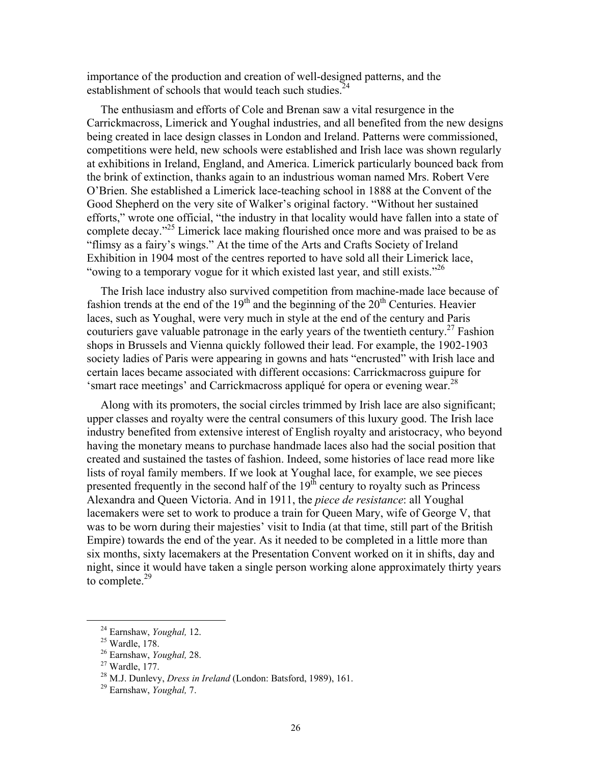importance of the production and creation of well-designed patterns, and the establishment of schools that would teach such studies.[24]

The enthusiasm and efforts of Cole and Brenan saw a vital resurgence in the Carrickmacross, Limerick and Youghal industries, and all benefited from the new designs being created in lace design classes in London and Ireland. Patterns were commissioned, competitions were held, new schools were established and Irish lace was shown regularly at exhibitions in Ireland, England, and America. Limerick particularly bounced back from the brink of extinction, thanks again to an industrious woman named Mrs. Robert Vere O'Brien. She established a Limerick lace-teaching school in 1888 at the Convent of the Good Shepherd on the very site of Walker's original factory. "Without her sustained efforts," wrote one official, "the industry in that locality would have fallen into a state of complete decay."[25] Limerick lace making flourished once more and was praised to be as "flimsy as a fairy's wings." At the time of the Arts and Crafts Society of Ireland Exhibition in 1904 most of the centres reported to have sold all their Limerick lace, "owing to a temporary vogue for it which existed last year, and still exists."[26]

The Irish lace industry also survived competition from machine-made lace because of fashion trends at the end of the 19th and the beginning of the 20th Centuries. Heavier laces, such as Youghal, were very much in style at the end of the century and Paris couturiers gave valuable patronage in the early years of the twentieth century.[27] Fashion shops in Brussels and Vienna quickly followed their lead. For example, the 1902-1903 society ladies of Paris were appearing in gowns and hats "encrusted" with Irish lace and certain laces became associated with different occasions: Carrickmacross guipure for 'smart race meetings' and Carrickmacross appliqué for opera or evening wear.[28]

Along with its promoters, the social circles trimmed by Irish lace are also significant; upper classes and royalty were the central consumers of this luxury good. The Irish lace industry benefited from extensive interest of English royalty and aristocracy, who beyond having the monetary means to purchase handmade laces also had the social position that created and sustained the tastes of fashion. Indeed, some histories of lace read more like lists of royal family members. If we look at Youghal lace, for example, we see pieces presented frequently in the second half of the 19th century to royalty such as Princess Alexandra and Queen Victoria. And in 1911, the *piece de resistance*: all Youghal lacemakers were set to work to produce a train for Queen Mary, wife of George V, that was to be worn during their majesties' visit to India (at that time, still part of the British Empire) towards the end of the year. As it needed to be completed in a little more than six months, sixty lacemakers at the Presentation Convent worked on it in shifts, day and night, since it would have taken a single person working alone approximately thirty years to complete.[29]

---

[24] Earnshaw, *Youghal,* 12.

[25] Wardle, 178.

[26] Earnshaw, *Youghal,* 28.

[27] Wardle, 177.

[28] M.J. Dunlevy, *Dress in Ireland* (London: Batsford, 1989), 161.

[29] Earnshaw, *Youghal,* 7.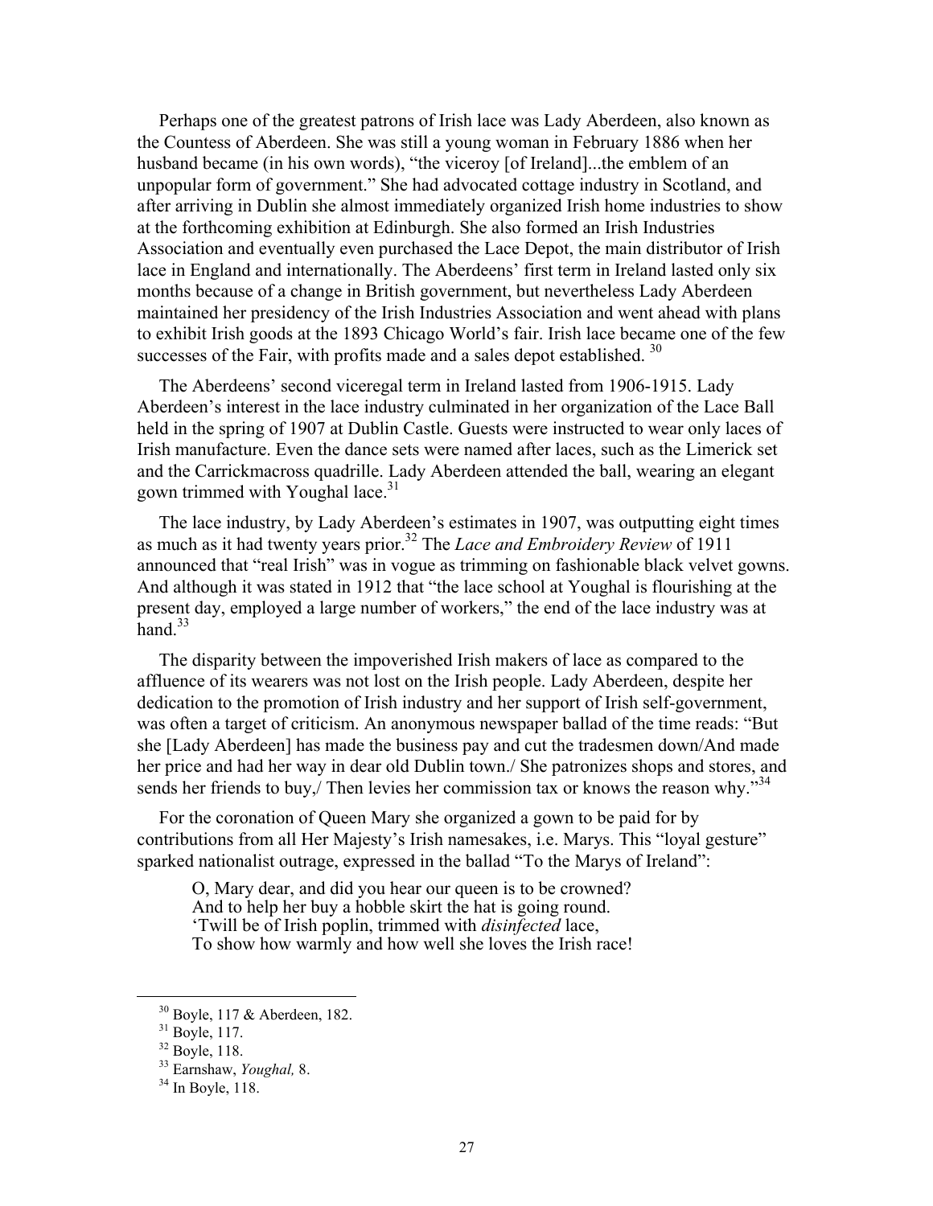Perhaps one of the greatest patrons of Irish lace was Lady Aberdeen, also known as the Countess of Aberdeen. She was still a young woman in February 1886 when her husband became (in his own words), "the viceroy [of Ireland]...the emblem of an unpopular form of government." She had advocated cottage industry in Scotland, and after arriving in Dublin she almost immediately organized Irish home industries to show at the forthcoming exhibition at Edinburgh. She also formed an Irish Industries Association and eventually even purchased the Lace Depot, the main distributor of Irish lace in England and internationally. The Aberdeens' first term in Ireland lasted only six months because of a change in British government, but nevertheless Lady Aberdeen maintained her presidency of the Irish Industries Association and went ahead with plans to exhibit Irish goods at the 1893 Chicago World's fair. Irish lace became one of the few successes of the Fair, with profits made and a sales depot established. [30]

The Aberdeens' second viceregal term in Ireland lasted from 1906-1915. Lady Aberdeen's interest in the lace industry culminated in her organization of the Lace Ball held in the spring of 1907 at Dublin Castle. Guests were instructed to wear only laces of Irish manufacture. Even the dance sets were named after laces, such as the Limerick set and the Carrickmacross quadrille. Lady Aberdeen attended the ball, wearing an elegant gown trimmed with Youghal lace.[31]

The lace industry, by Lady Aberdeen's estimates in 1907, was outputting eight times as much as it had twenty years prior.[32] The *Lace and Embroidery Review* of 1911 announced that "real Irish" was in vogue as trimming on fashionable black velvet gowns. And although it was stated in 1912 that "the lace school at Youghal is flourishing at the present day, employed a large number of workers," the end of the lace industry was at hand.[33]

The disparity between the impoverished Irish makers of lace as compared to the affluence of its wearers was not lost on the Irish people. Lady Aberdeen, despite her dedication to the promotion of Irish industry and her support of Irish self-government, was often a target of criticism. An anonymous newspaper ballad of the time reads: "But she [Lady Aberdeen] has made the business pay and cut the tradesmen down/And made her price and had her way in dear old Dublin town./ She patronizes shops and stores, and sends her friends to buy,/ Then levies her commission tax or knows the reason why."[34]

For the coronation of Queen Mary she organized a gown to be paid for by contributions from all Her Majesty's Irish namesakes, i.e. Marys. This "loyal gesture" sparked nationalist outrage, expressed in the ballad "To the Marys of Ireland":

> O, Mary dear, and did you hear our queen is to be crowned?
> And to help her buy a hobble skirt the hat is going round.
> 'Twill be of Irish poplin, trimmed with *disinfected* lace,
> To show how warmly and how well she loves the Irish race!

---

[30] Boyle, 117 & Aberdeen, 182.

[31] Boyle, 117.

[32] Boyle, 118.

[33] Earnshaw, *Youghal,* 8.

[34] In Boyle, 118.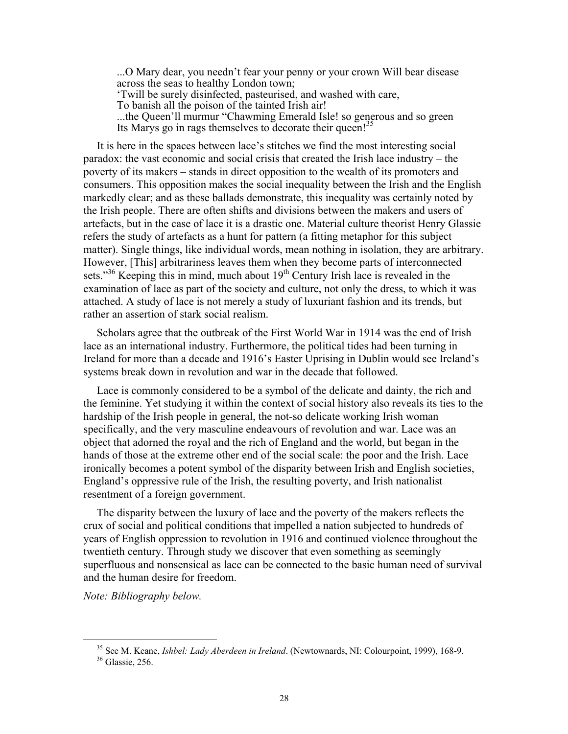...O Mary dear, you needn't fear your penny or your crown Will bear disease across the seas to healthy London town;
'Twill be surely disinfected, pasteurised, and washed with care,
To banish all the poison of the tainted Irish air!
...the Queen'll murmur "Chawming Emerald Isle! so generous and so green
Its Marys go in rags themselves to decorate their queen![35]

It is here in the spaces between lace's stitches we find the most interesting social paradox: the vast economic and social crisis that created the Irish lace industry – the poverty of its makers – stands in direct opposition to the wealth of its promoters and consumers. This opposition makes the social inequality between the Irish and the English markedly clear; and as these ballads demonstrate, this inequality was certainly noted by the Irish people. There are often shifts and divisions between the makers and users of artefacts, but in the case of lace it is a drastic one. Material culture theorist Henry Glassie refers the study of artefacts as a hunt for pattern (a fitting metaphor for this subject matter). Single things, like individual words, mean nothing in isolation, they are arbitrary. However, [This] arbitrariness leaves them when they become parts of interconnected sets."[36] Keeping this in mind, much about 19th Century Irish lace is revealed in the examination of lace as part of the society and culture, not only the dress, to which it was attached. A study of lace is not merely a study of luxuriant fashion and its trends, but rather an assertion of stark social realism.

Scholars agree that the outbreak of the First World War in 1914 was the end of Irish lace as an international industry. Furthermore, the political tides had been turning in Ireland for more than a decade and 1916's Easter Uprising in Dublin would see Ireland's systems break down in revolution and war in the decade that followed.

Lace is commonly considered to be a symbol of the delicate and dainty, the rich and the feminine. Yet studying it within the context of social history also reveals its ties to the hardship of the Irish people in general, the not-so delicate working Irish woman specifically, and the very masculine endeavours of revolution and war. Lace was an object that adorned the royal and the rich of England and the world, but began in the hands of those at the extreme other end of the social scale: the poor and the Irish. Lace ironically becomes a potent symbol of the disparity between Irish and English societies, England's oppressive rule of the Irish, the resulting poverty, and Irish nationalist resentment of a foreign government.

The disparity between the luxury of lace and the poverty of the makers reflects the crux of social and political conditions that impelled a nation subjected to hundreds of years of English oppression to revolution in 1916 and continued violence throughout the twentieth century. Through study we discover that even something as seemingly superfluous and nonsensical as lace can be connected to the basic human need of survival and the human desire for freedom.

*Note: Bibliography below.*

---

[35] See M. Keane, *Ishbel: Lady Aberdeen in Ireland*. (Newtownards, NI: Colourpoint, 1999), 168-9.

[36] Glassie, 256.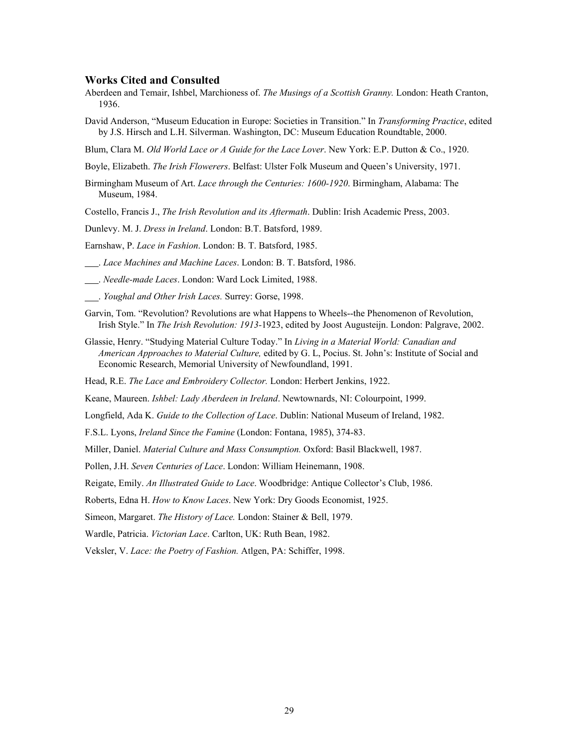## Works Cited and Consulted

Aberdeen and Temair, Ishbel, Marchioness of. *The Musings of a Scottish Granny.* London: Heath Cranton, 1936.

David Anderson, "Museum Education in Europe: Societies in Transition." In *Transforming Practice*, edited by J.S. Hirsch and L.H. Silverman. Washington, DC: Museum Education Roundtable, 2000.

Blum, Clara M. *Old World Lace or A Guide for the Lace Lover*. New York: E.P. Dutton & Co., 1920.

Boyle, Elizabeth. *The Irish Flowerers*. Belfast: Ulster Folk Museum and Queen's University, 1971.

Birmingham Museum of Art. *Lace through the Centuries: 1600-1920*. Birmingham, Alabama: The Museum, 1984.

Costello, Francis J., *The Irish Revolution and its Aftermath*. Dublin: Irish Academic Press, 2003.

Dunlevy. M. J. *Dress in Ireland*. London: B.T. Batsford, 1989.

Earnshaw, P. *Lace in Fashion*. London: B. T. Batsford, 1985.

___. *Lace Machines and Machine Laces*. London: B. T. Batsford, 1986.

___. *Needle-made Laces*. London: Ward Lock Limited, 1988.

___. *Youghal and Other Irish Laces.* Surrey: Gorse, 1998.

Garvin, Tom. "Revolution? Revolutions are what Happens to Wheels--the Phenomenon of Revolution, Irish Style." In *The Irish Revolution: 1913*-1923, edited by Joost Augusteijn. London: Palgrave, 2002.

Glassie, Henry. "Studying Material Culture Today." In *Living in a Material World: Canadian and American Approaches to Material Culture,* edited by G. L, Pocius. St. John's: Institute of Social and Economic Research, Memorial University of Newfoundland, 1991.

Head, R.E. *The Lace and Embroidery Collector.* London: Herbert Jenkins, 1922.

Keane, Maureen. *Ishbel: Lady Aberdeen in Ireland*. Newtownards, NI: Colourpoint, 1999.

Longfield, Ada K. *Guide to the Collection of Lace*. Dublin: National Museum of Ireland, 1982.

F.S.L. Lyons, *Ireland Since the Famine* (London: Fontana, 1985), 374-83.

Miller, Daniel. *Material Culture and Mass Consumption.* Oxford: Basil Blackwell, 1987.

Pollen, J.H. *Seven Centuries of Lace*. London: William Heinemann, 1908.

Reigate, Emily. *An Illustrated Guide to Lace*. Woodbridge: Antique Collector's Club, 1986.

Roberts, Edna H. *How to Know Laces*. New York: Dry Goods Economist, 1925.

Simeon, Margaret. *The History of Lace.* London: Stainer & Bell, 1979.

Wardle, Patricia. *Victorian Lace*. Carlton, UK: Ruth Bean, 1982.

Veksler, V. *Lace: the Poetry of Fashion.* Atlgen, PA: Schiffer, 1998.